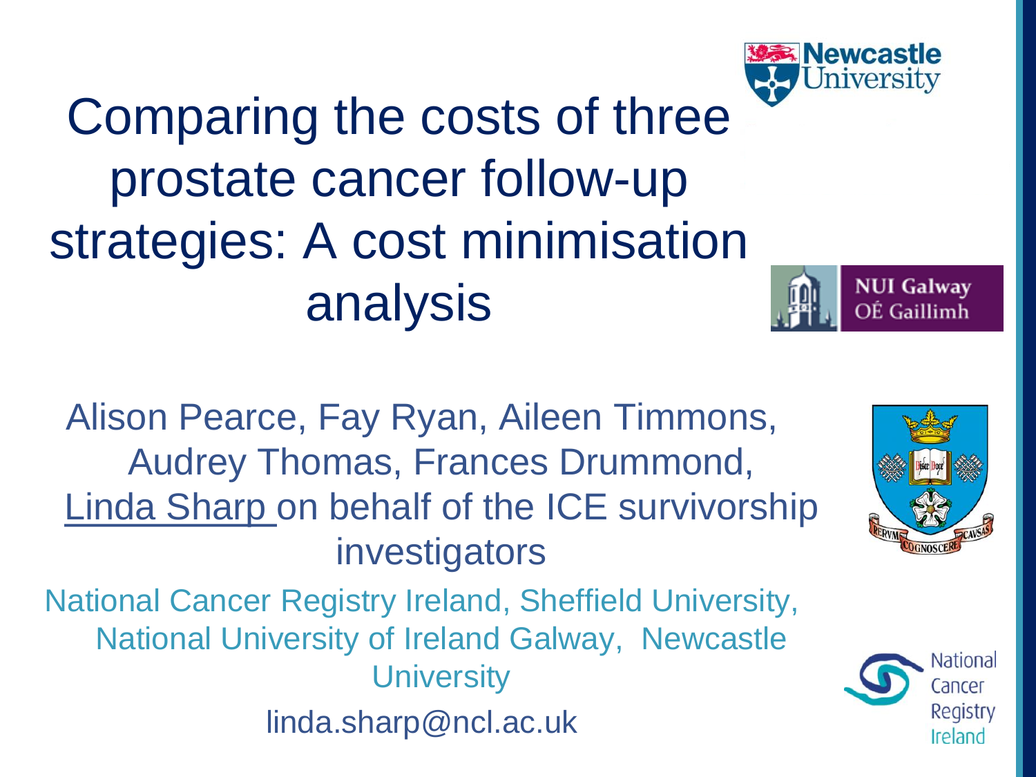# Comparing the costs of three prostate cancer follow-up strategies: A cost minimisation analysis

Alison Pearce, Fay Ryan, Aileen Timmons, Audrey Thomas, Frances Drummond, Linda Sharp on behalf of the ICE survivorship investigators

National Cancer Registry Ireland, Sheffield University, National University of Ireland Galway, Newcastle University

linda.sharp@ncl.ac.uk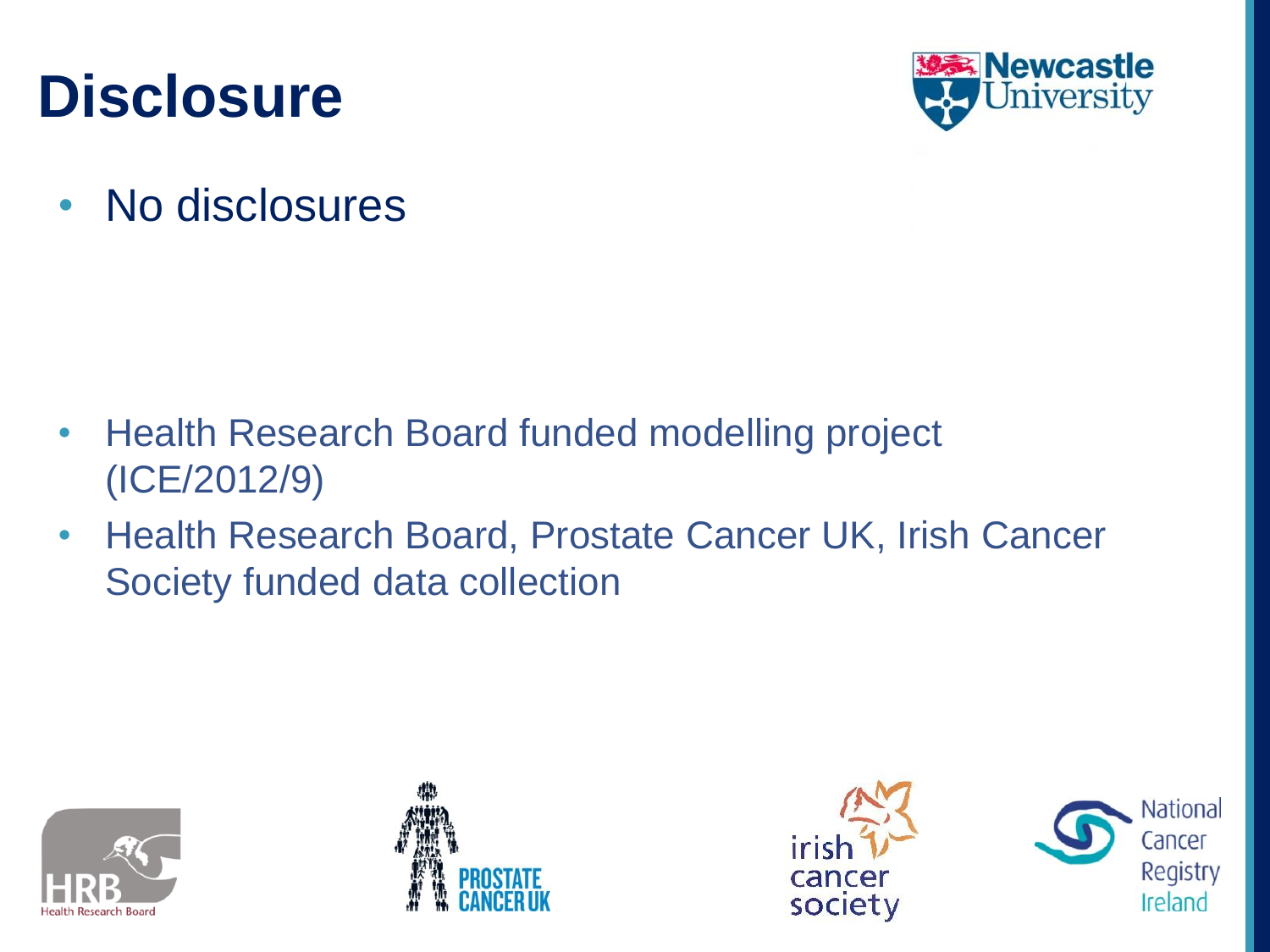# Disclosure

- No disclosures

- Health Research Board funded modelling project (ICE/2012/9)
- Health Research Board, Prostate Cancer UK, Irish Cancer Society funded data collection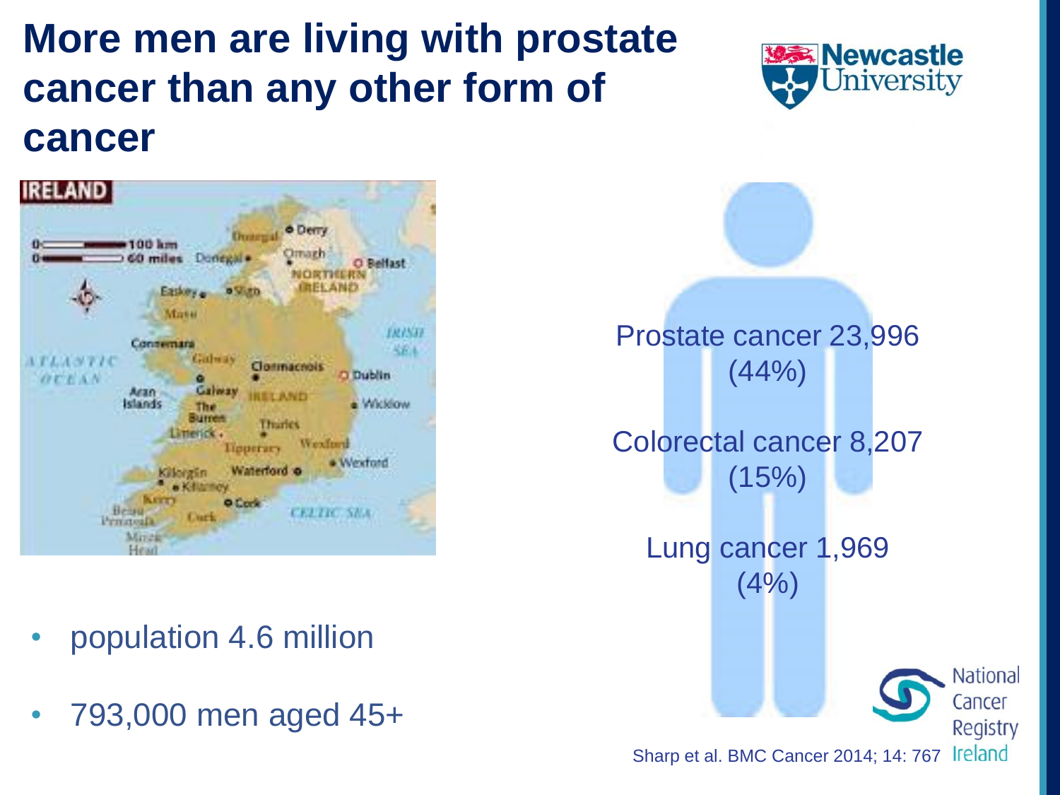# More men are living with prostate cancer than any other form of cancer

- population 4.6 million
- 793,000 men aged 45+

Prostate cancer 23,996 (44%)

Colorectal cancer 8,207 (15%)

Lung cancer 1,969 (4%)

Sharp et al. BMC Cancer 2014; 14: 767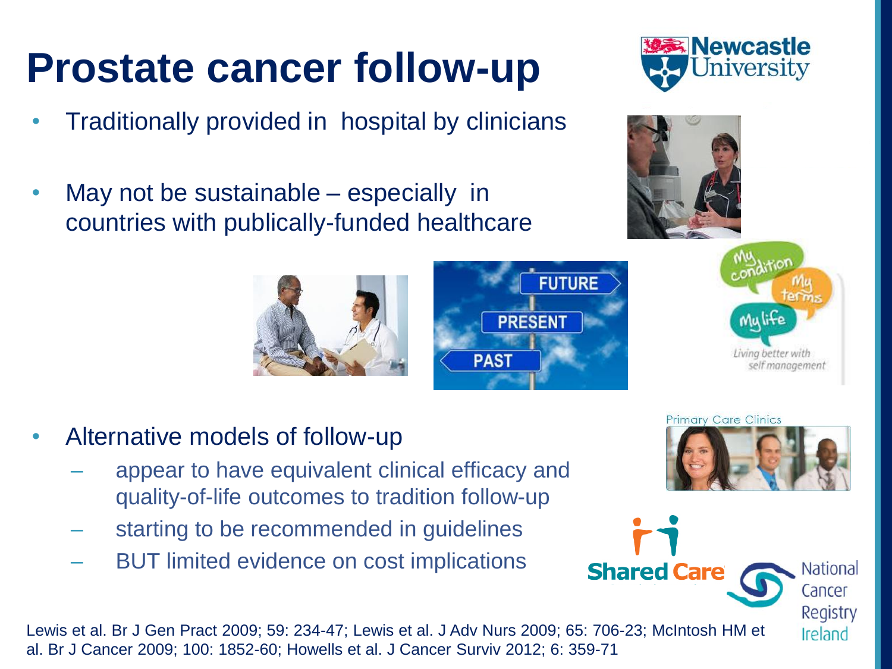# Prostate cancer follow-up

- Traditionally provided in hospital by clinicians
- May not be sustainable – especially in countries with publically-funded healthcare
- Alternative models of follow-up
  - appear to have equivalent clinical efficacy and quality-of-life outcomes to tradition follow-up
  - starting to be recommended in guidelines
  - BUT limited evidence on cost implications

Lewis et al. Br J Gen Pract 2009; 59: 234-47; Lewis et al. J Adv Nurs 2009; 65: 706-23; McIntosh HM et al. Br J Cancer 2009; 100: 1852-60; Howells et al. J Cancer Surviv 2012; 6: 359-71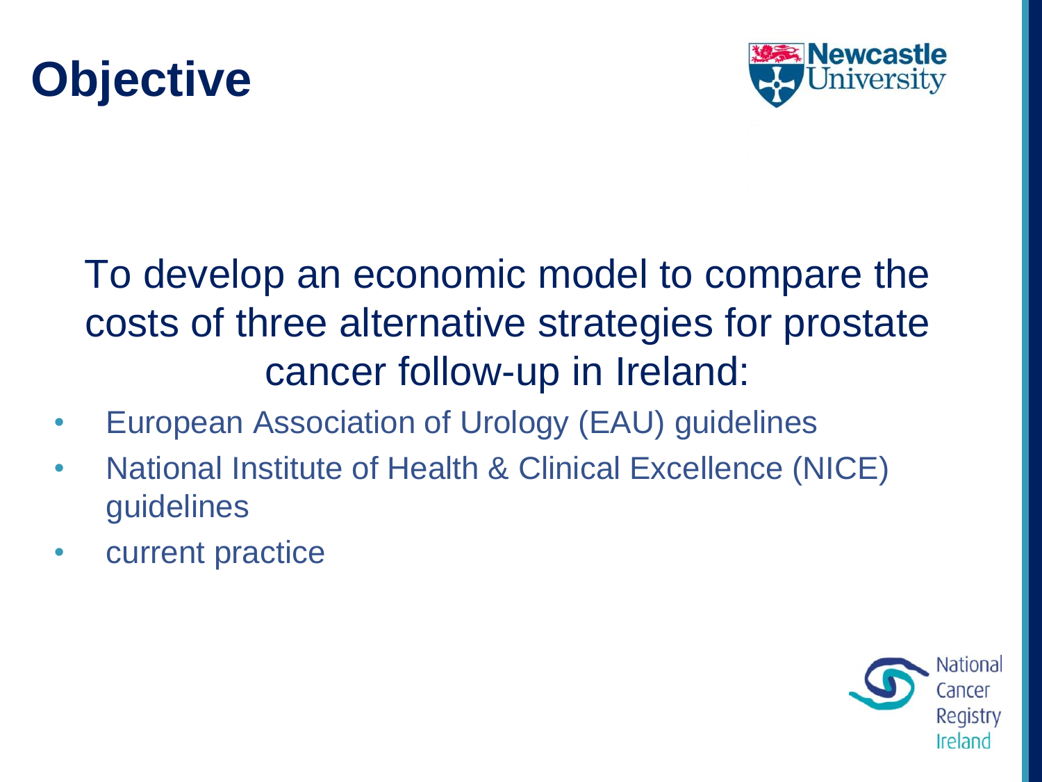# Objective

To develop an economic model to compare the costs of three alternative strategies for prostate cancer follow-up in Ireland:

- European Association of Urology (EAU) guidelines
- National Institute of Health & Clinical Excellence (NICE) guidelines
- current practice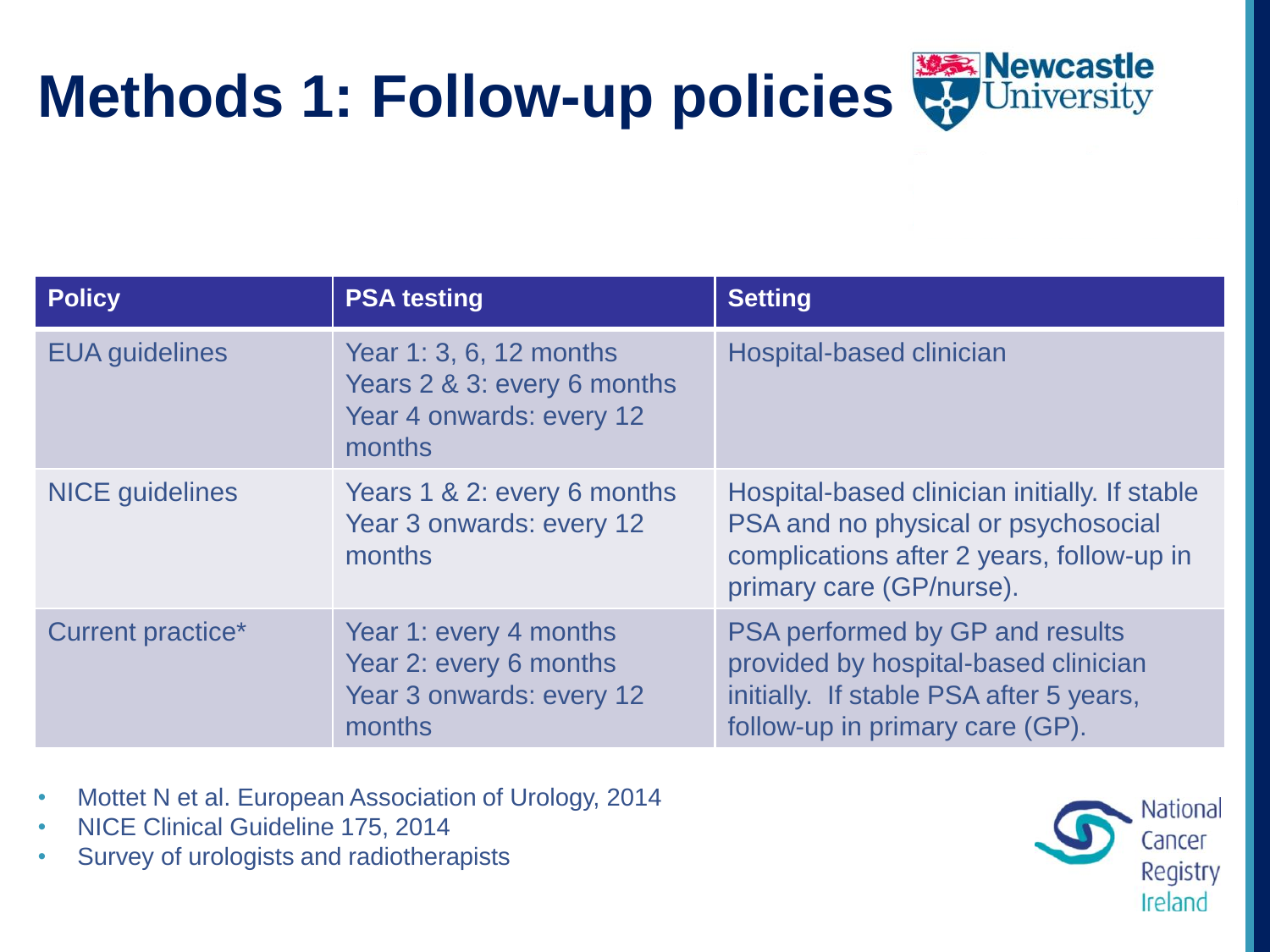# Methods 1: Follow-up policies

| Policy | PSA testing | Setting |
| --- | --- | --- |
| EUA guidelines | Year 1: 3, 6, 12 months<br>Years 2 & 3: every 6 months<br>Year 4 onwards: every 12 months | Hospital-based clinician |
| NICE guidelines | Years 1 & 2: every 6 months<br>Year 3 onwards: every 12 months | Hospital-based clinician initially. If stable PSA and no physical or psychosocial complications after 2 years, follow-up in primary care (GP/nurse). |
| Current practice* | Year 1: every 4 months<br>Year 2: every 6 months<br>Year 3 onwards: every 12 months | PSA performed by GP and results provided by hospital-based clinician initially. If stable PSA after 5 years, follow-up in primary care (GP). |

- Mottet N et al. European Association of Urology, 2014
- NICE Clinical Guideline 175, 2014
- Survey of urologists and radiotherapists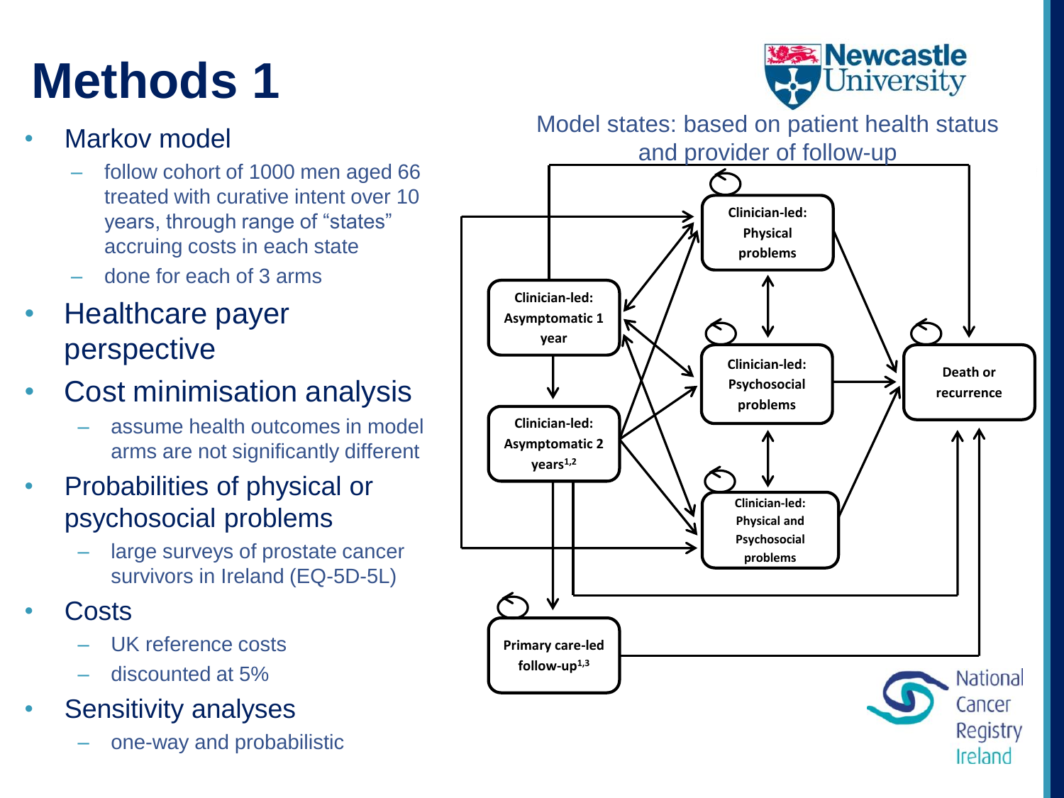# Methods 1

- Markov model
  - follow cohort of 1000 men aged 66 treated with curative intent over 10 years, through range of "states" accruing costs in each state
  - done for each of 3 arms
- Healthcare payer perspective
- Cost minimisation analysis
  - assume health outcomes in model arms are not significantly different
- Probabilities of physical or psychosocial problems
  - large surveys of prostate cancer survivors in Ireland (EQ-5D-5L)
- Costs
  - UK reference costs
  - discounted at 5%
- Sensitivity analyses
  - one-way and probabilistic

Model states: based on patient health status and provider of follow-up

- Clinician-led: Asymptomatic 1 year
- Clinician-led: Asymptomatic 2 years[1,2]
- Primary care-led follow-up[1,3]
- Clinician-led: Physical problems
- Clinician-led: Psychosocial problems
- Clinician-led: Physical and Psychosocial problems
- Death or recurrence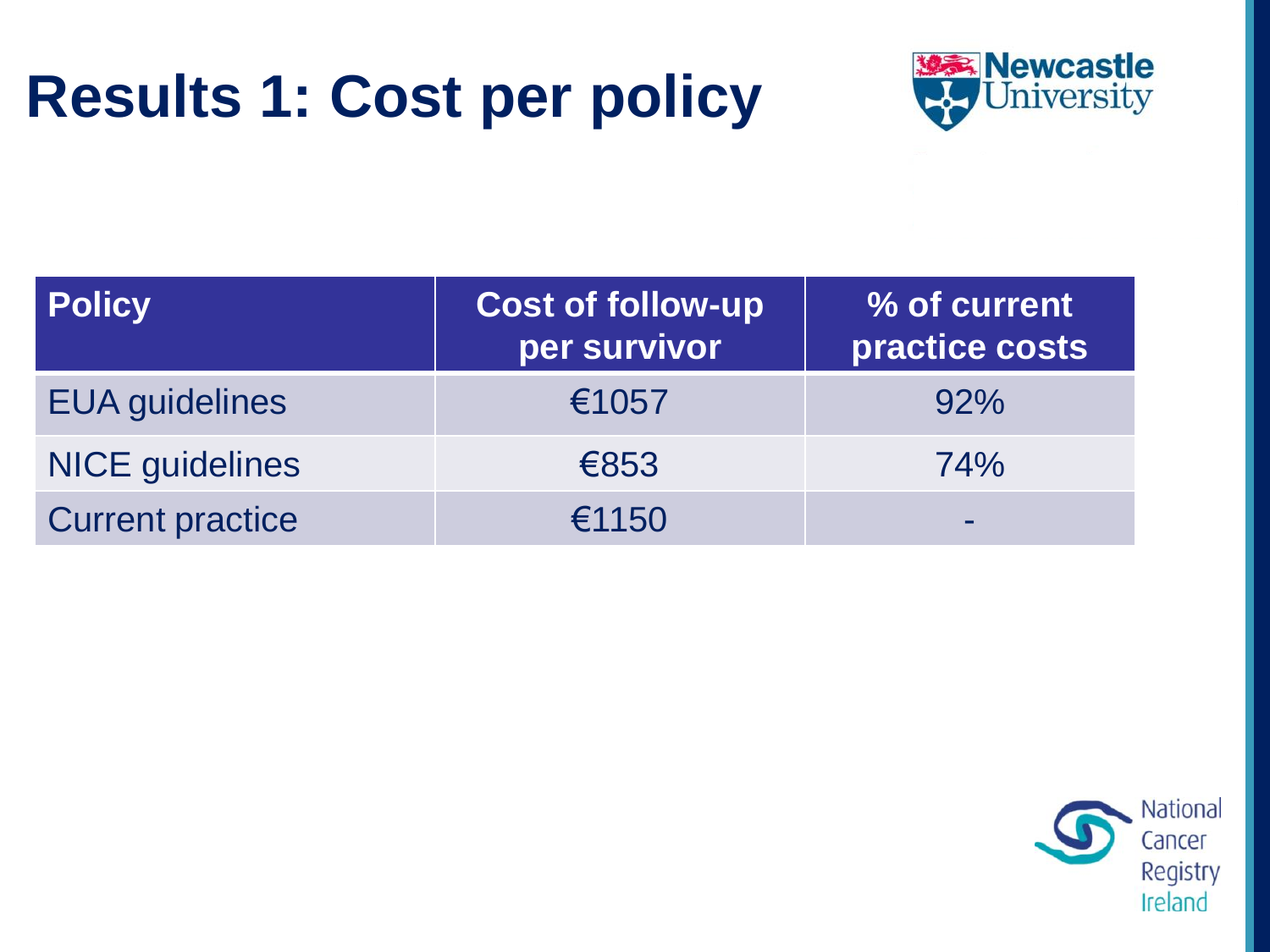# Results 1: Cost per policy

| Policy | Cost of follow-up per survivor | % of current practice costs |
| --- | --- | --- |
| EUA guidelines | €1057 | 92% |
| NICE guidelines | €853 | 74% |
| Current practice | €1150 | - |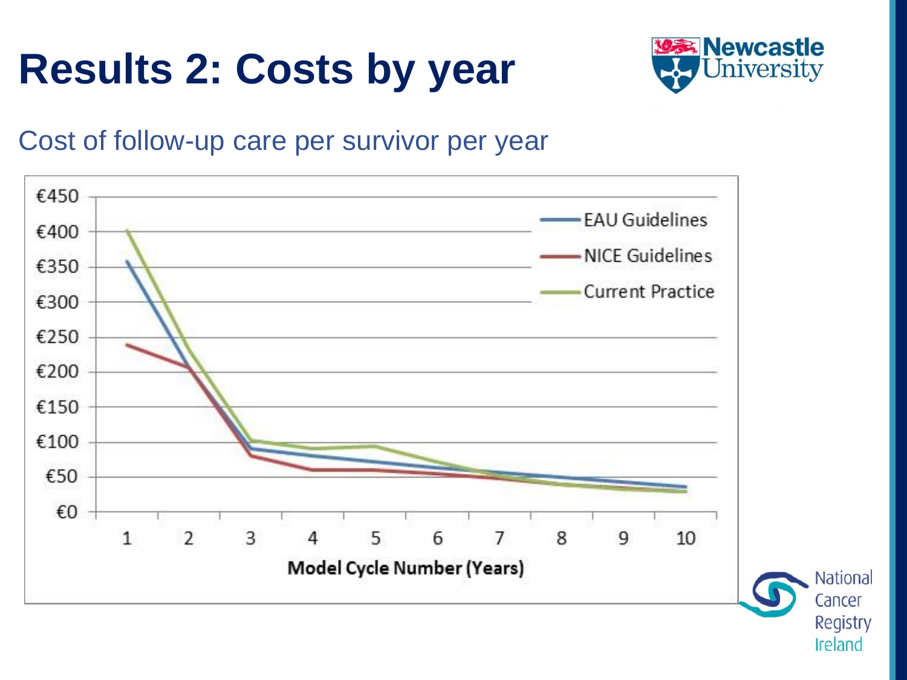# Results 2: Costs by year

Cost of follow-up care per survivor per year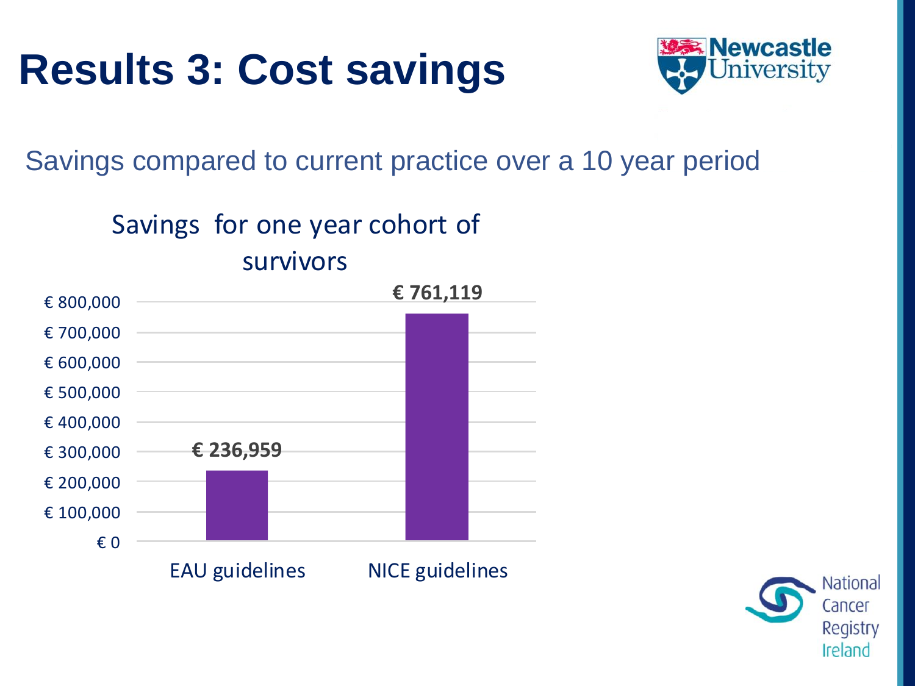# Results 3: Cost savings

Savings compared to current practice over a 10 year period

Savings for one year cohort of survivors

| | Savings |
| --- | --- |
| EAU guidelines | € 236,959 |
| NICE guidelines | € 761,119 |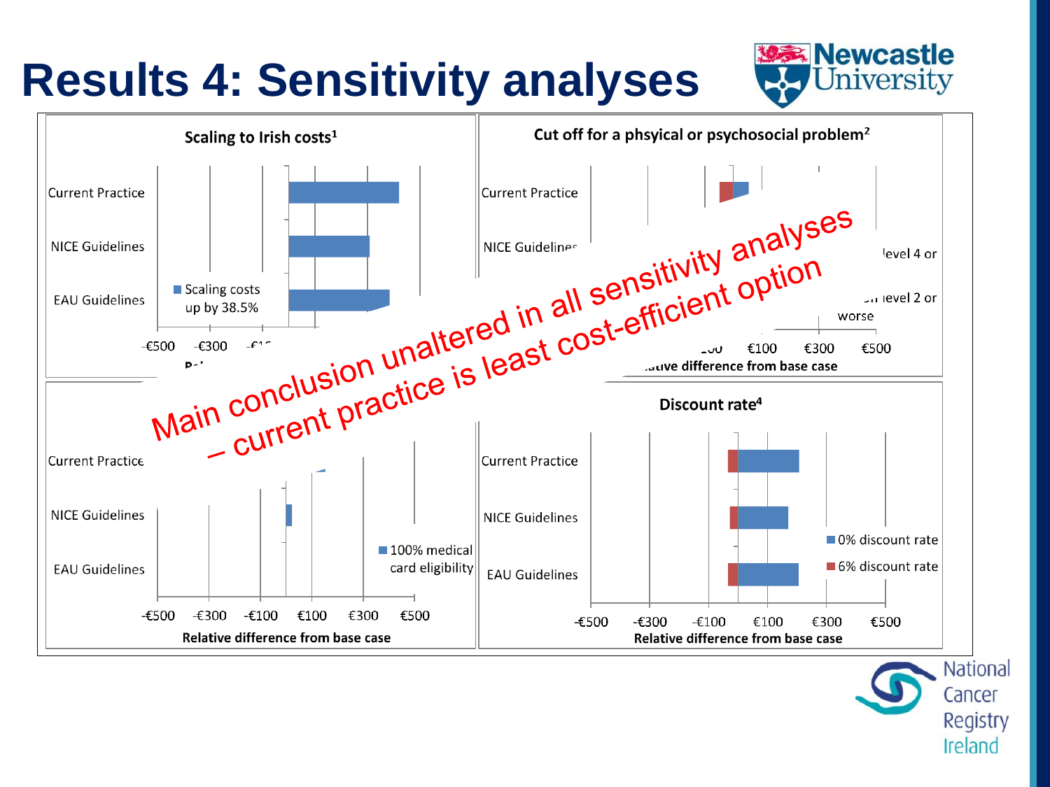# Results 4: Sensitivity analyses

### Scaling to Irish costs[1]

Current Practice

NICE Guidelines

EAU Guidelines

Scaling costs up by 38.5%

-€500 -€300 -€1...

### Cut off for a phsyical or psychosocial problem[2]

Current Practice

NICE Guidelines

...level 4 or ...

...level 2 or worse

...00 €100 €300 €500

...ative difference from base case

### 

Current Practice

NICE Guidelines

EAU Guidelines

100% medical card eligibility

-€500 -€300 -€100 €100 €300 €500

Relative difference from base case

### Discount rate[4]

Current Practice

NICE Guidelines

EAU Guidelines

0% discount rate

6% discount rate

-€500 -€300 -€100 €100 €300 €500

Relative difference from base case

**Main conclusion unaltered in all sensitivity analyses – current practice is least cost-efficient option**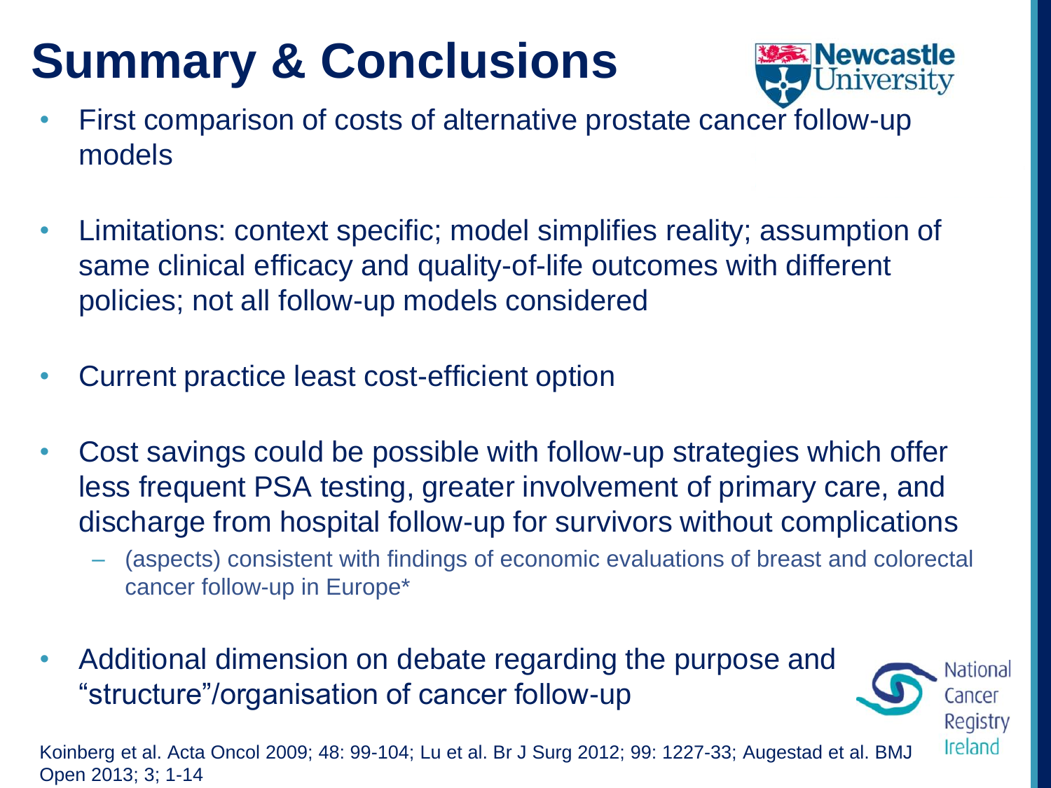# Summary & Conclusions

- First comparison of costs of alternative prostate cancer follow-up models
- Limitations: context specific; model simplifies reality; assumption of same clinical efficacy and quality-of-life outcomes with different policies; not all follow-up models considered
- Current practice least cost-efficient option
- Cost savings could be possible with follow-up strategies which offer less frequent PSA testing, greater involvement of primary care, and discharge from hospital follow-up for survivors without complications
  - (aspects) consistent with findings of economic evaluations of breast and colorectal cancer follow-up in Europe*
- Additional dimension on debate regarding the purpose and "structure"/organisation of cancer follow-up

Koinberg et al. Acta Oncol 2009; 48: 99-104; Lu et al. Br J Surg 2012; 99: 1227-33; Augestad et al. BMJ Open 2013; 3; 1-14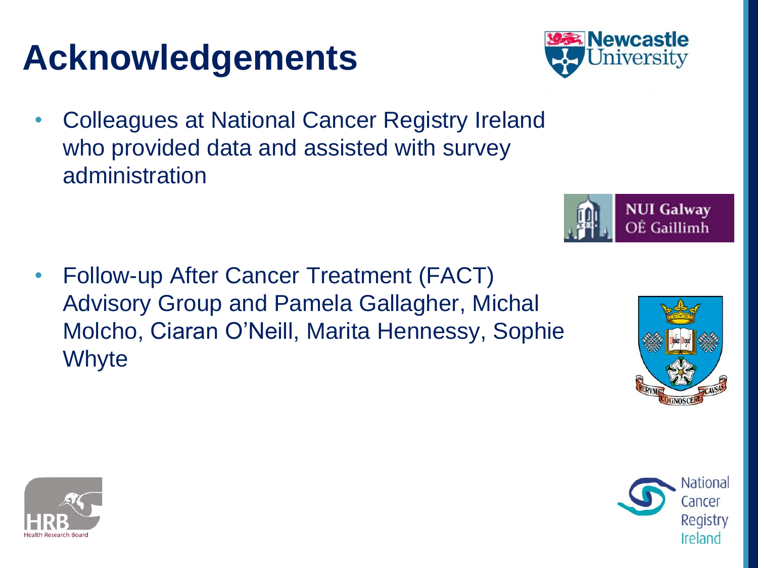# Acknowledgements

- Colleagues at National Cancer Registry Ireland who provided data and assisted with survey administration
- Follow-up After Cancer Treatment (FACT) Advisory Group and Pamela Gallagher, Michal Molcho, Ciaran O'Neill, Marita Hennessy, Sophie Whyte